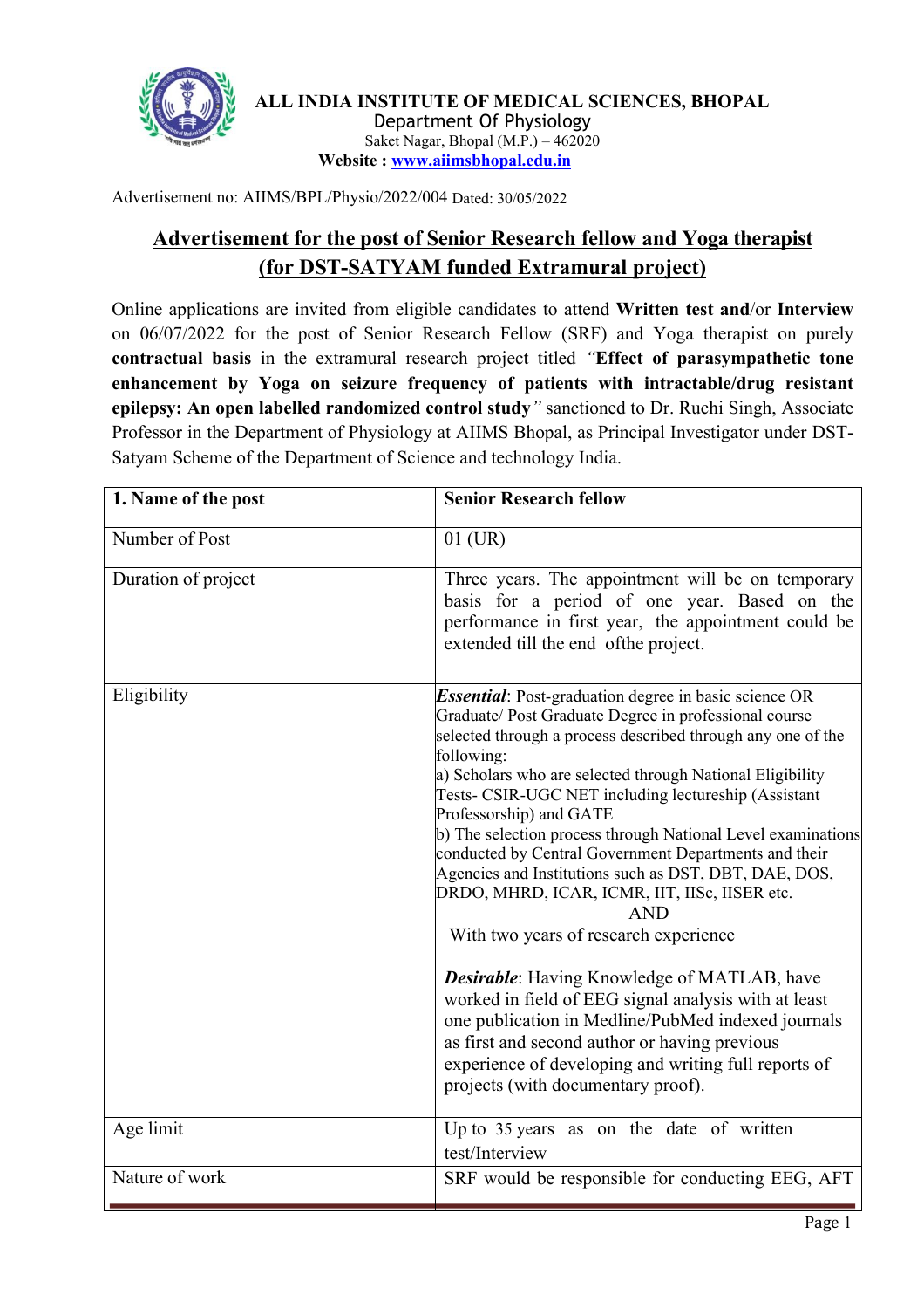**ALL INDIA INSTITUTE OF MEDICAL SCIENCES, BHOPAL**
Department Of Physiology
Saket Nagar, Bhopal (M.P.) – 462020
**Website : [www.aiimsbhopal.edu.in](http://www.aiimsbhopal.edu.in)**

Advertisement no: AIIMS/BPL/Physio/2022/004 Dated: 30/05/2022

## Advertisement for the post of Senior Research fellow and Yoga therapist (for DST-SATYAM funded Extramural project)

Online applications are invited from eligible candidates to attend **Written test and**/or **Interview** on 06/07/2022 for the post of Senior Research Fellow (SRF) and Yoga therapist on purely **contractual basis** in the extramural research project titled *"***Effect of parasympathetic tone enhancement by Yoga on seizure frequency of patients with intractable/drug resistant epilepsy: An open labelled randomized control study***"* sanctioned to Dr. Ruchi Singh, Associate Professor in the Department of Physiology at AIIMS Bhopal, as Principal Investigator under DST-Satyam Scheme of the Department of Science and technology India.

| **1. Name of the post** | **Senior Research fellow** |
|---|---|
| Number of Post | 01 (UR) |
| Duration of project | Three years. The appointment will be on temporary basis for a period of one year. Based on the performance in first year, the appointment could be extended till the end ofthe project. |
| Eligibility | ***Essential***: Post-graduation degree in basic science OR Graduate/ Post Graduate Degree in professional course selected through a process described through any one of the following:<br>a) Scholars who are selected through National Eligibility Tests- CSIR-UGC NET including lectureship (Assistant Professorship) and GATE<br>b) The selection process through National Level examinations conducted by Central Government Departments and their Agencies and Institutions such as DST, DBT, DAE, DOS, DRDO, MHRD, ICAR, ICMR, IIT, IISc, IISER etc.<br>AND<br>With two years of research experience<br><br>***Desirable***: Having Knowledge of MATLAB, have worked in field of EEG signal analysis with at least one publication in Medline/PubMed indexed journals as first and second author or having previous experience of developing and writing full reports of projects (with documentary proof). |
| Age limit | Up to 35 years as on the date of written test/Interview |
| Nature of work | SRF would be responsible for conducting EEG, AFT |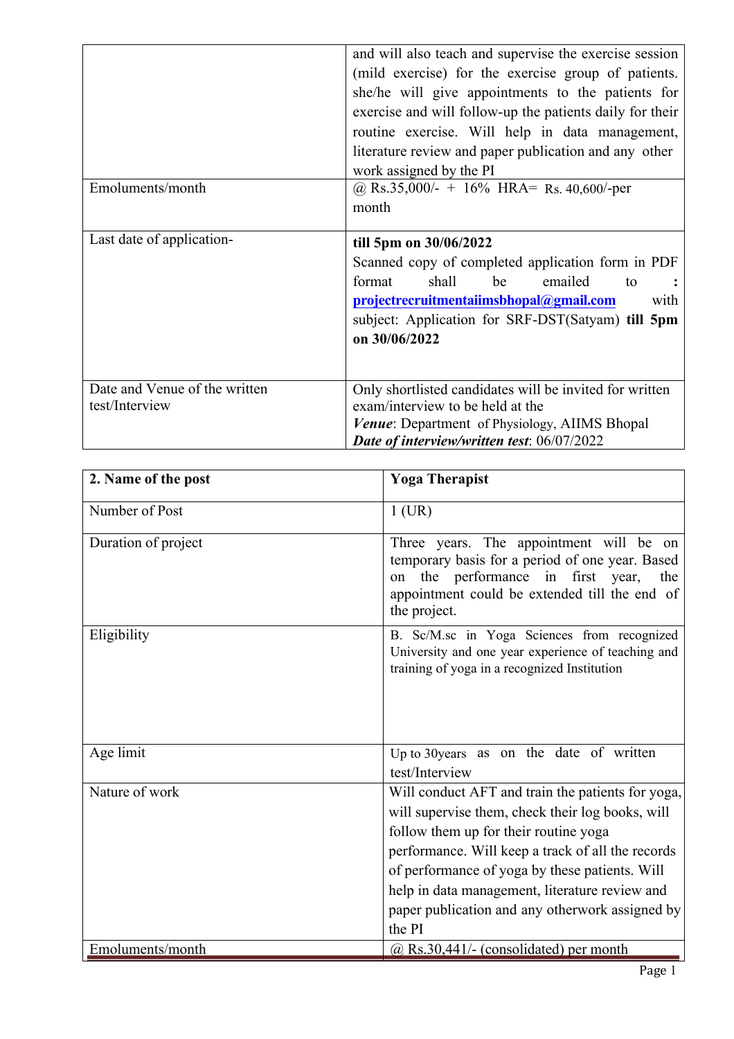| | |
|---|---|
| | and will also teach and supervise the exercise session (mild exercise) for the exercise group of patients. she/he will give appointments to the patients for exercise and will follow-up the patients daily for their routine exercise. Will help in data management, literature review and paper publication and any other work assigned by the PI |
| Emoluments/month | @ Rs.35,000/- + 16% HRA= Rs. 40,600/-per month |
| Last date of application- | **till 5pm on 30/06/2022**<br>Scanned copy of completed application form in PDF format shall be emailed to **: projectrecruitmentaiimsbhopal@gmail.com** with subject: Application for SRF-DST(Satyam) **till 5pm on 30/06/2022** |
| Date and Venue of the written test/Interview | Only shortlisted candidates will be invited for written exam/interview to be held at the<br>***Venue***: Department of Physiology, AIIMS Bhopal<br>***Date of interview/written test***: 06/07/2022 |

| **2. Name of the post** | **Yoga Therapist** |
|---|---|
| Number of Post | 1 (UR) |
| Duration of project | Three years. The appointment will be on temporary basis for a period of one year. Based on the performance in first year, the appointment could be extended till the end of the project. |
| Eligibility | B. Sc/M.sc in Yoga Sciences from recognized University and one year experience of teaching and training of yoga in a recognized Institution |
| Age limit | Up to 30years as on the date of written test/Interview |
| Nature of work | Will conduct AFT and train the patients for yoga, will supervise them, check their log books, will follow them up for their routine yoga performance. Will keep a track of all the records of performance of yoga by these patients. Will help in data management, literature review and paper publication and any otherwork assigned by the PI |
| Emoluments/month | @ Rs.30,441/- (consolidated) per month |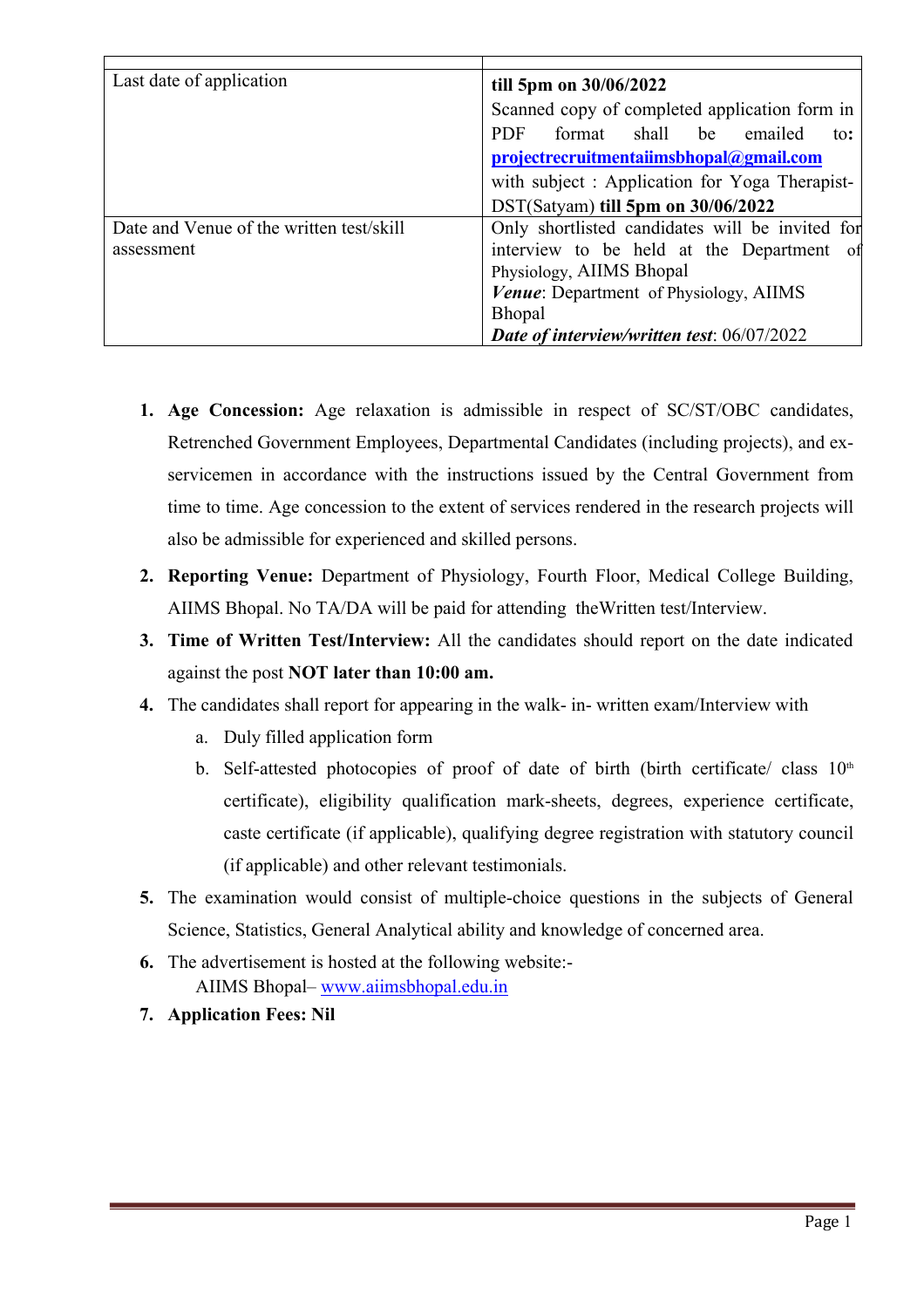| | |
|---|---|
| Last date of application | **till 5pm on 30/06/2022**<br>Scanned copy of completed application form in PDF format shall be emailed to**:** **projectrecruitmentaiimsbhopal@gmail.com** with subject : Application for Yoga Therapist-DST(Satyam) **till 5pm on 30/06/2022** |
| Date and Venue of the written test/skill assessment | Only shortlisted candidates will be invited for interview to be held at the Department of Physiology, AIIMS Bhopal<br>***Venue***: Department of Physiology, AIIMS Bhopal<br>***Date of interview/written test***: 06/07/2022 |

1. **Age Concession:** Age relaxation is admissible in respect of SC/ST/OBC candidates, Retrenched Government Employees, Departmental Candidates (including projects), and ex-servicemen in accordance with the instructions issued by the Central Government from time to time. Age concession to the extent of services rendered in the research projects will also be admissible for experienced and skilled persons.
2. **Reporting Venue:** Department of Physiology, Fourth Floor, Medical College Building, AIIMS Bhopal. No TA/DA will be paid for attending theWritten test/Interview.
3. **Time of Written Test/Interview:** All the candidates should report on the date indicated against the post **NOT later than 10:00 am.**
4. The candidates shall report for appearing in the walk- in- written exam/Interview with
   a. Duly filled application form
   b. Self-attested photocopies of proof of date of birth (birth certificate/ class 10th certificate), eligibility qualification mark-sheets, degrees, experience certificate, caste certificate (if applicable), qualifying degree registration with statutory council (if applicable) and other relevant testimonials.
5. The examination would consist of multiple-choice questions in the subjects of General Science, Statistics, General Analytical ability and knowledge of concerned area.
6. The advertisement is hosted at the following website:-
   AIIMS Bhopal– www.aiimsbhopal.edu.in
7. **Application Fees: Nil**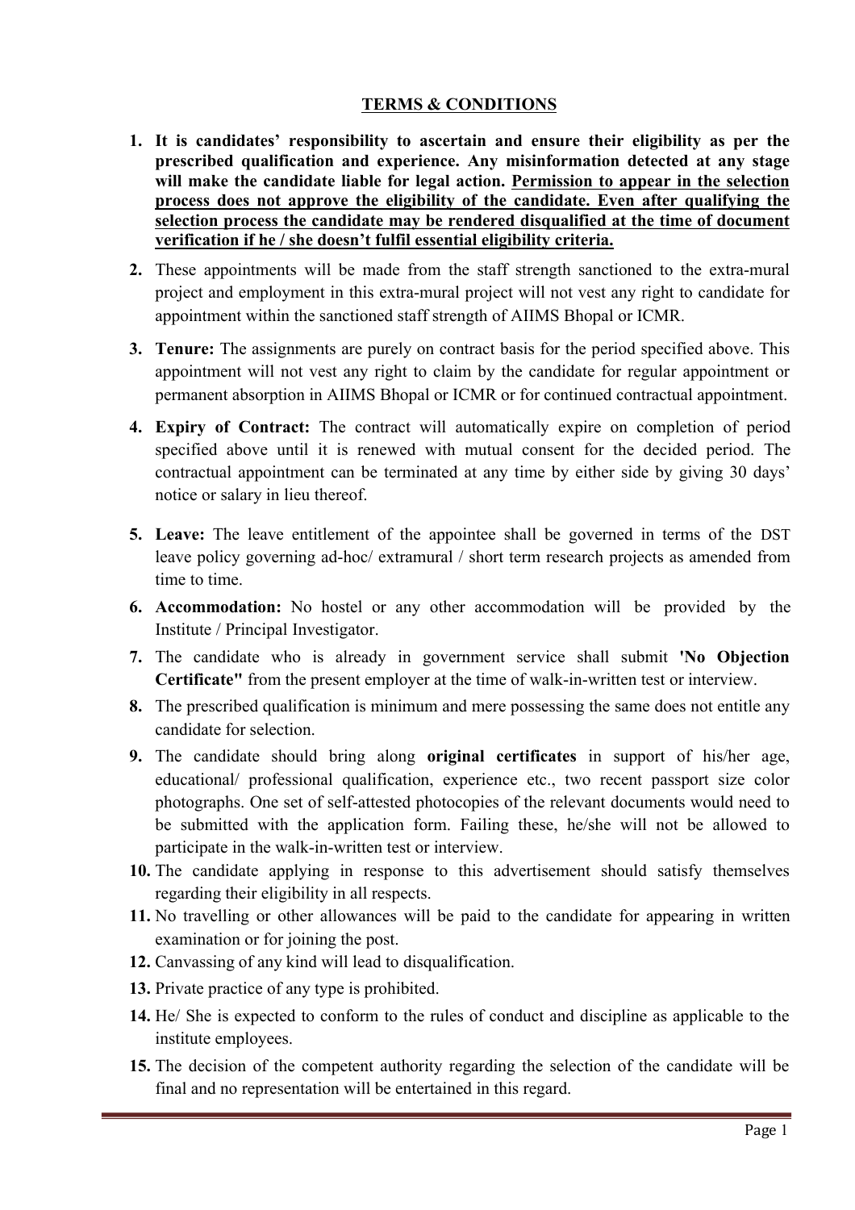## TERMS & CONDITIONS

1. **It is candidates' responsibility to ascertain and ensure their eligibility as per the prescribed qualification and experience. Any misinformation detected at any stage will make the candidate liable for legal action. <u>Permission to appear in the selection process does not approve the eligibility of the candidate. Even after qualifying the selection process the candidate may be rendered disqualified at the time of document verification if he / she doesn't fulfil essential eligibility criteria.</u>**
2. These appointments will be made from the staff strength sanctioned to the extra-mural project and employment in this extra-mural project will not vest any right to candidate for appointment within the sanctioned staff strength of AIIMS Bhopal or ICMR.
3. **Tenure:** The assignments are purely on contract basis for the period specified above. This appointment will not vest any right to claim by the candidate for regular appointment or permanent absorption in AIIMS Bhopal or ICMR or for continued contractual appointment.
4. **Expiry of Contract:** The contract will automatically expire on completion of period specified above until it is renewed with mutual consent for the decided period. The contractual appointment can be terminated at any time by either side by giving 30 days' notice or salary in lieu thereof.
5. **Leave:** The leave entitlement of the appointee shall be governed in terms of the DST leave policy governing ad-hoc/ extramural / short term research projects as amended from time to time.
6. **Accommodation:** No hostel or any other accommodation will be provided by the Institute / Principal Investigator.
7. The candidate who is already in government service shall submit **'No Objection Certificate"** from the present employer at the time of walk-in-written test or interview.
8. The prescribed qualification is minimum and mere possessing the same does not entitle any candidate for selection.
9. The candidate should bring along **original certificates** in support of his/her age, educational/ professional qualification, experience etc., two recent passport size color photographs. One set of self-attested photocopies of the relevant documents would need to be submitted with the application form. Failing these, he/she will not be allowed to participate in the walk-in-written test or interview.
10. The candidate applying in response to this advertisement should satisfy themselves regarding their eligibility in all respects.
11. No travelling or other allowances will be paid to the candidate for appearing in written examination or for joining the post.
12. Canvassing of any kind will lead to disqualification.
13. Private practice of any type is prohibited.
14. He/ She is expected to conform to the rules of conduct and discipline as applicable to the institute employees.
15. The decision of the competent authority regarding the selection of the candidate will be final and no representation will be entertained in this regard.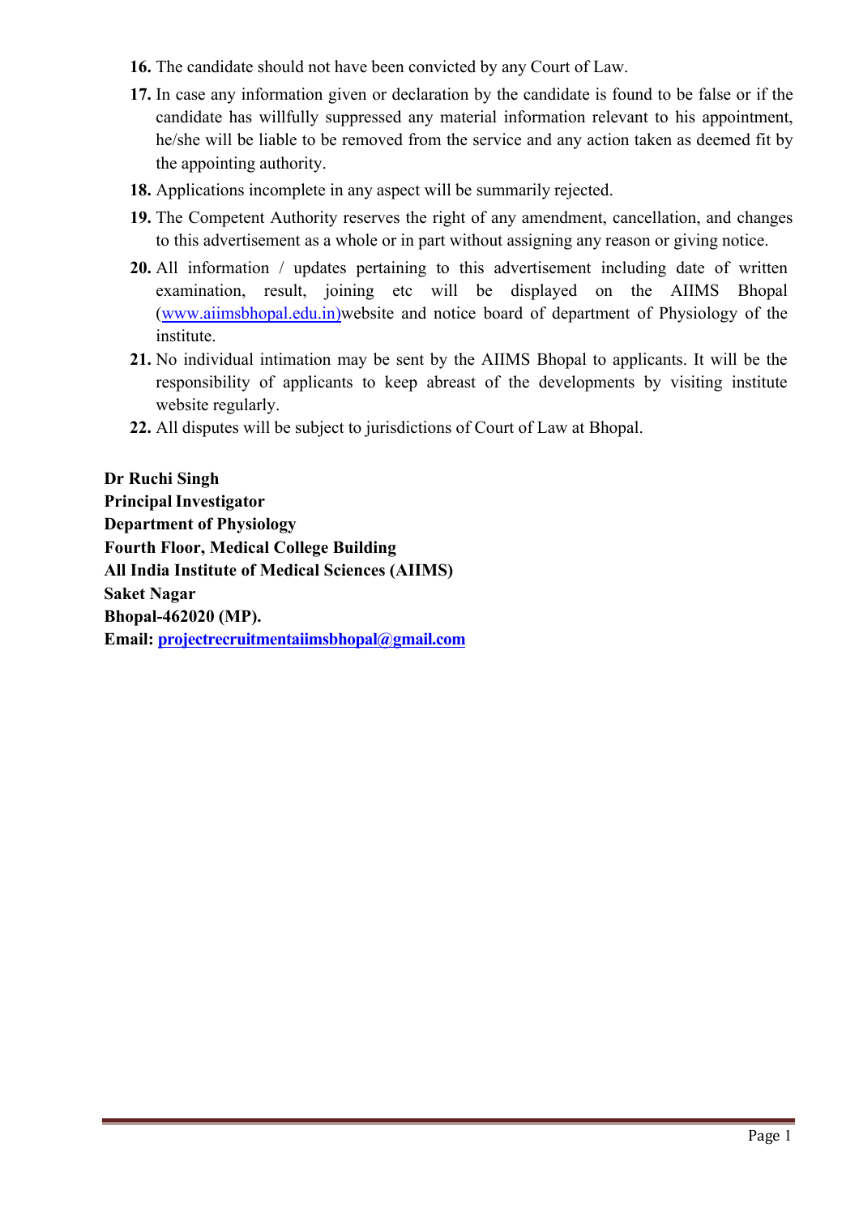16. The candidate should not have been convicted by any Court of Law.
17. In case any information given or declaration by the candidate is found to be false or if the candidate has willfully suppressed any material information relevant to his appointment, he/she will be liable to be removed from the service and any action taken as deemed fit by the appointing authority.
18. Applications incomplete in any aspect will be summarily rejected.
19. The Competent Authority reserves the right of any amendment, cancellation, and changes to this advertisement as a whole or in part without assigning any reason or giving notice.
20. All information / updates pertaining to this advertisement including date of written examination, result, joining etc will be displayed on the AIIMS Bhopal (www.aiimsbhopal.edu.in)website and notice board of department of Physiology of the institute.
21. No individual intimation may be sent by the AIIMS Bhopal to applicants. It will be the responsibility of applicants to keep abreast of the developments by visiting institute website regularly.
22. All disputes will be subject to jurisdictions of Court of Law at Bhopal.

**Dr Ruchi Singh**
**Principal Investigator**
**Department of Physiology**
**Fourth Floor, Medical College Building**
**All India Institute of Medical Sciences (AIIMS)**
**Saket Nagar**
**Bhopal-462020 (MP).**
**Email: projectrecruitmentaiimsbhopal@gmail.com**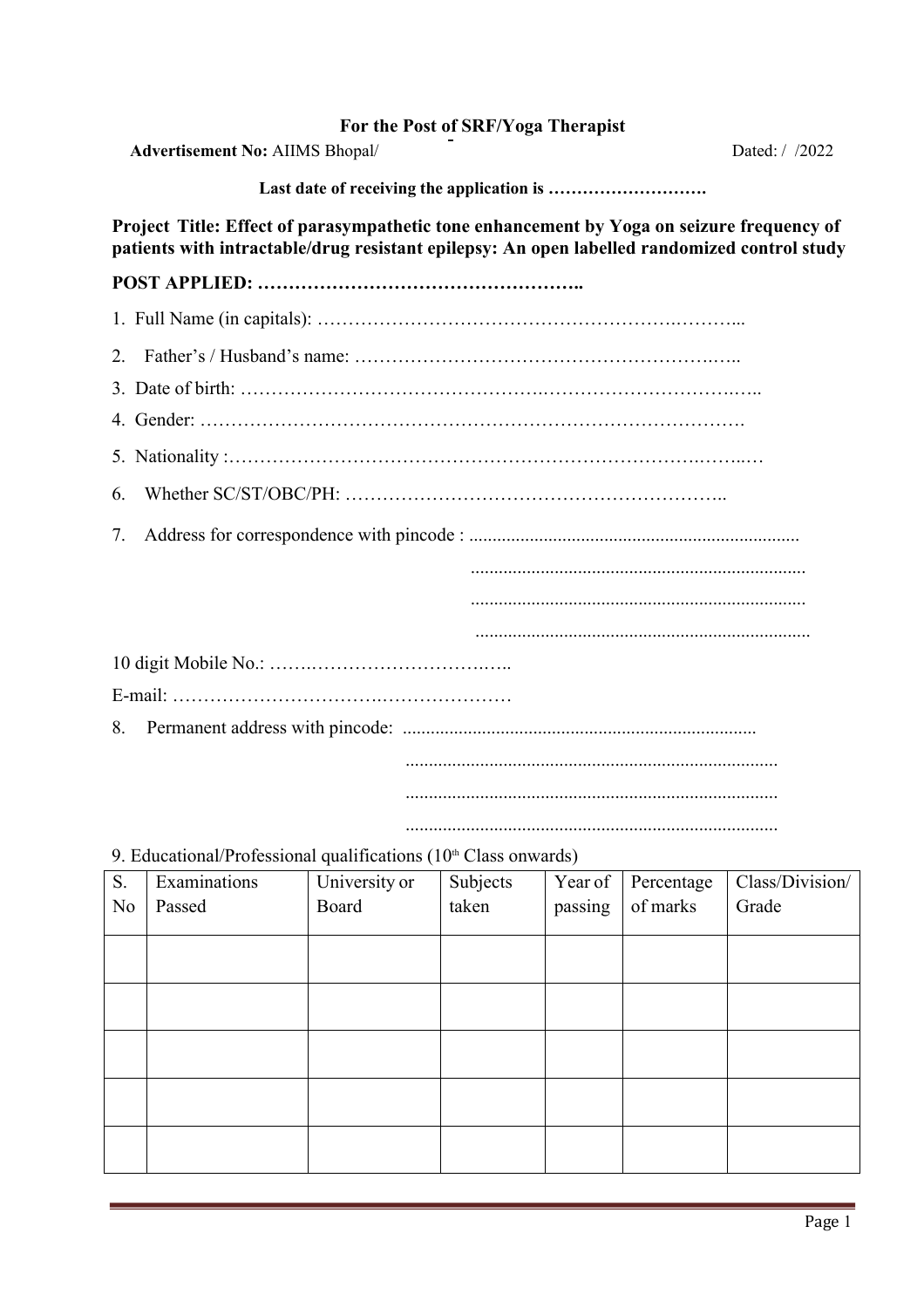**For the Post of SRF/Yoga Therapist**

**Advertisement No:** AIIMS Bhopal/ Dated: / /2022

**Last date of receiving the application is ……………………….**

**Project Title: Effect of parasympathetic tone enhancement by Yoga on seizure frequency of patients with intractable/drug resistant epilepsy: An open labelled randomized control study**

**POST APPLIED: ……………………………………………..**

1. Full Name (in capitals): ……………………………………………………….………...
2. Father's / Husband's name: …………………………………………………….…..
3. Date of birth: ……………………………………….…………………………….…..
4. Gender: …………………………………………………………………………….
5. Nationality :…………………………………………………………………….……..…
6. Whether SC/ST/OBC/PH: …………………………………………………..
7. Address for correspondence with pincode : ......................................................................
   .......................................................................
   .......................................................................
   .......................................................................

10 digit Mobile No.: …….…………………………….…..

E-mail: …………………………….…………………

8. Permanent address with pincode: ...........................................................................
   ...............................................................................
   ...............................................................................
   ...............................................................................

9. Educational/Professional qualifications (10th Class onwards)

| S. No | Examinations Passed | University or Board | Subjects taken | Year of passing | Percentage of marks | Class/Division/ Grade |
|---|---|---|---|---|---|---|
| | | | | | | |
| | | | | | | |
| | | | | | | |
| | | | | | | |
| | | | | | | |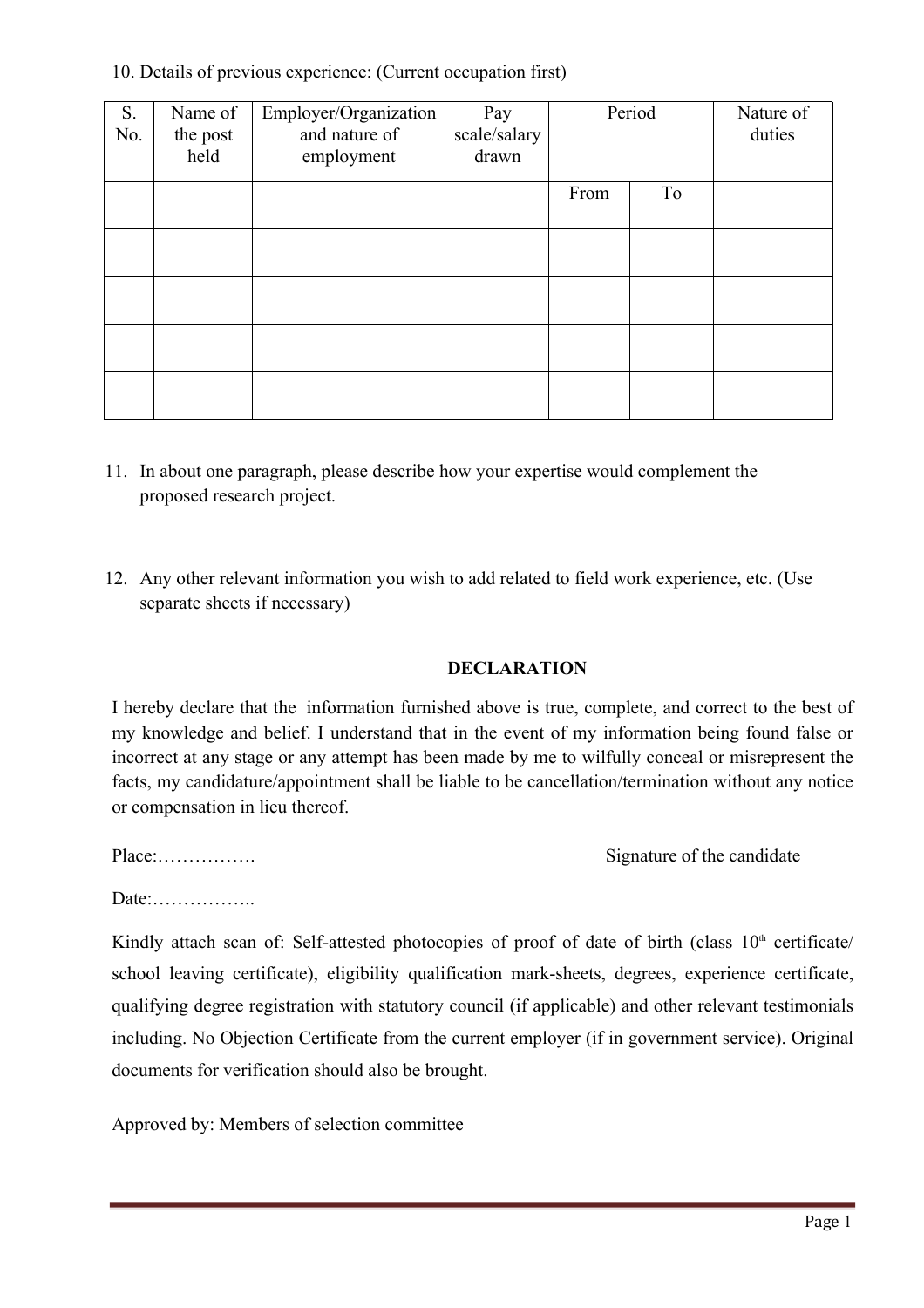10. Details of previous experience: (Current occupation first)

| S. No. | Name of the post held | Employer/Organization and nature of employment | Pay scale/salary drawn | Period | | Nature of duties |
|---|---|---|---|---|---|---|
| | | | | From | To | |
| | | | | | | |
| | | | | | | |
| | | | | | | |
| | | | | | | |

11. In about one paragraph, please describe how your expertise would complement the proposed research project.

12. Any other relevant information you wish to add related to field work experience, etc. (Use separate sheets if necessary)

**DECLARATION**

I hereby declare that the information furnished above is true, complete, and correct to the best of my knowledge and belief. I understand that in the event of my information being found false or incorrect at any stage or any attempt has been made by me to wilfully conceal or misrepresent the facts, my candidature/appointment shall be liable to be cancellation/termination without any notice or compensation in lieu thereof.

Place:…………….                                                    Signature of the candidate

Date:……………..

Kindly attach scan of: Self-attested photocopies of proof of date of birth (class 10th certificate/ school leaving certificate), eligibility qualification mark-sheets, degrees, experience certificate, qualifying degree registration with statutory council (if applicable) and other relevant testimonials including. No Objection Certificate from the current employer (if in government service). Original documents for verification should also be brought.

Approved by: Members of selection committee